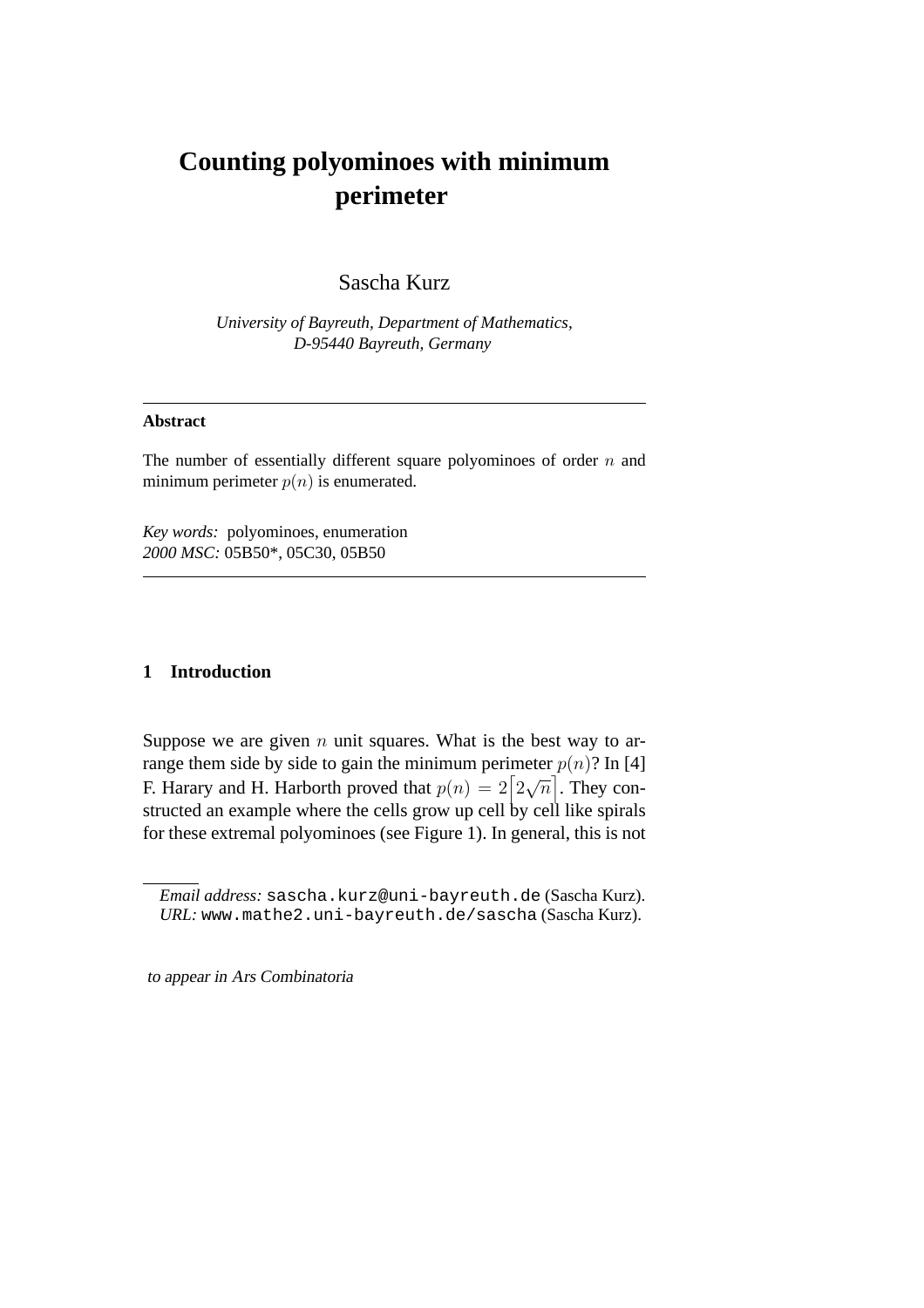# Counting polyominoes with minimum perimeter

Sascha Kurz

*University of Bayreuth, Department of Mathematics, D-95440 Bayreuth, Germany*

---

**Abstract**

The number of essentially different square polyominoes of order $n$ and minimum perimeter $p(n)$ is enumerated.

*Key words:* polyominoes, enumeration
*2000 MSC:* 05B50*, 05C30, 05B50

---

## 1 Introduction

Suppose we are given $n$ unit squares. What is the best way to arrange them side by side to gain the minimum perimeter $p(n)$? In [4] F. Harary and H. Harborth proved that $p(n) = 2\left\lceil 2\sqrt{n}\right\rceil$. They constructed an example where the cells grow up cell by cell like spirals for these extremal polyominoes (see Figure 1). In general, this is not

---

*Email address:* sascha.kurz@uni-bayreuth.de (Sascha Kurz).
*URL:* www.mathe2.uni-bayreuth.de/sascha (Sascha Kurz).

*to appear in Ars Combinatoria*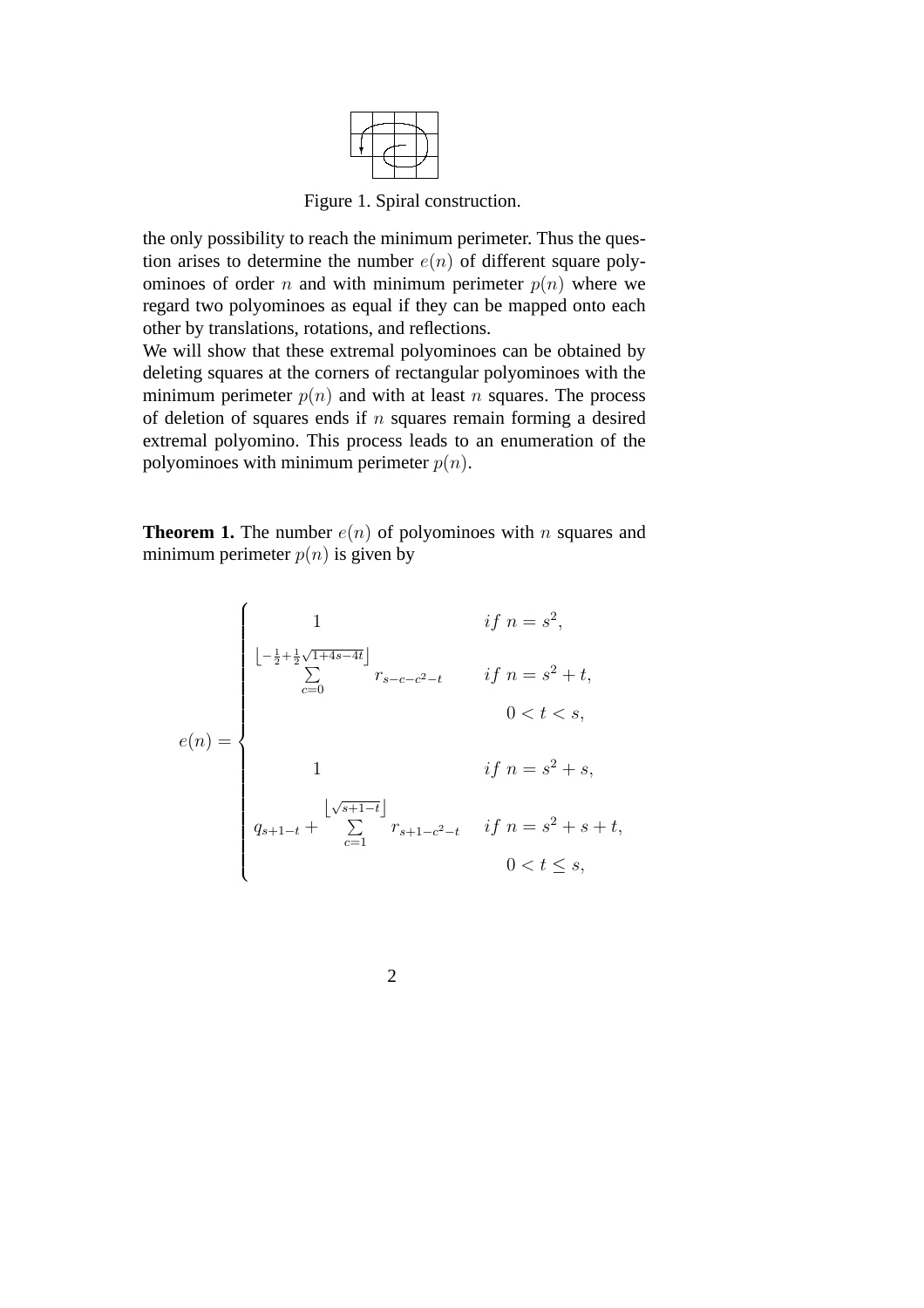Figure 1. Spiral construction.

the only possibility to reach the minimum perimeter. Thus the question arises to determine the number $e(n)$ of different square polyominoes of order $n$ and with minimum perimeter $p(n)$ where we regard two polyominoes as equal if they can be mapped onto each other by translations, rotations, and reflections.
We will show that these extremal polyominoes can be obtained by deleting squares at the corners of rectangular polyominoes with the minimum perimeter $p(n)$ and with at least $n$ squares. The process of deletion of squares ends if $n$ squares remain forming a desired extremal polyomino. This process leads to an enumeration of the polyominoes with minimum perimeter $p(n)$.

**Theorem 1.** The number $e(n)$ of polyominoes with $n$ squares and minimum perimeter $p(n)$ is given by

$$
e(n) = \begin{cases} 1 & if\ n = s^2, \\ \displaystyle\sum_{c=0}^{\left\lfloor -\frac{1}{2}+\frac{1}{2}\sqrt{1+4s-4t} \right\rfloor} r_{s-c-c^2-t} & if\ n = s^2 + t, \\ & \quad 0 < t < s, \\ 1 & if\ n = s^2 + s, \\ q_{s+1-t} + \displaystyle\sum_{c=1}^{\left\lfloor \sqrt{s+1-t} \right\rfloor} r_{s+1-c^2-t} & if\ n = s^2 + s + t, \\ & \quad 0 < t \leq s, \end{cases}
$$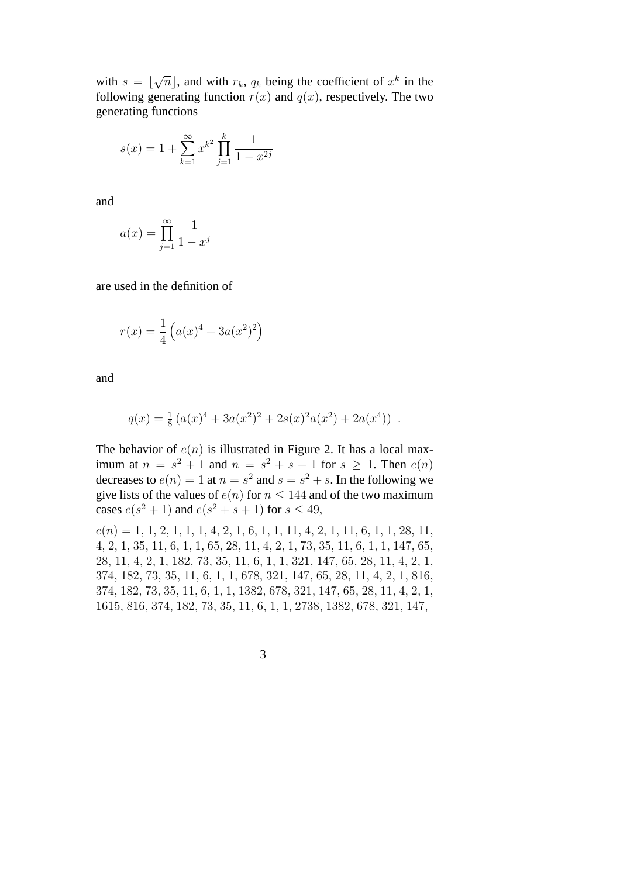with $s = \lfloor \sqrt{n} \rfloor$, and with $r_k$, $q_k$ being the coefficient of $x^k$ in the following generating function $r(x)$ and $q(x)$, respectively. The two generating functions

$$s(x) = 1 + \sum_{k=1}^{\infty} x^{k^2} \prod_{j=1}^{k} \frac{1}{1 - x^{2j}}$$

and

$$a(x) = \prod_{j=1}^{\infty} \frac{1}{1 - x^j}$$

are used in the definition of

$$r(x) = \frac{1}{4} \left( a(x)^4 + 3a(x^2)^2 \right)$$

and

$$q(x) = \tfrac{1}{8} \left( a(x)^4 + 3a(x^2)^2 + 2s(x)^2 a(x^2) + 2a(x^4) \right) \ .$$

The behavior of $e(n)$ is illustrated in Figure 2. It has a local maximum at $n = s^2 + 1$ and $n = s^2 + s + 1$ for $s \geq 1$. Then $e(n)$ decreases to $e(n) = 1$ at $n = s^2$ and $s = s^2 + s$. In the following we give lists of the values of $e(n)$ for $n \leq 144$ and of the two maximum cases $e(s^2 + 1)$ and $e(s^2 + s + 1)$ for $s \leq 49$,

$e(n) =$ 1, 1, 2, 1, 1, 1, 4, 2, 1, 6, 1, 1, 11, 4, 2, 1, 11, 6, 1, 1, 28, 11, 4, 2, 1, 35, 11, 6, 1, 1, 65, 28, 11, 4, 2, 1, 73, 35, 11, 6, 1, 1, 147, 65, 28, 11, 4, 2, 1, 182, 73, 35, 11, 6, 1, 1, 321, 147, 65, 28, 11, 4, 2, 1, 374, 182, 73, 35, 11, 6, 1, 1, 678, 321, 147, 65, 28, 11, 4, 2, 1, 816, 374, 182, 73, 35, 11, 6, 1, 1, 1382, 678, 321, 147, 65, 28, 11, 4, 2, 1, 1615, 816, 374, 182, 73, 35, 11, 6, 1, 1, 2738, 1382, 678, 321, 147,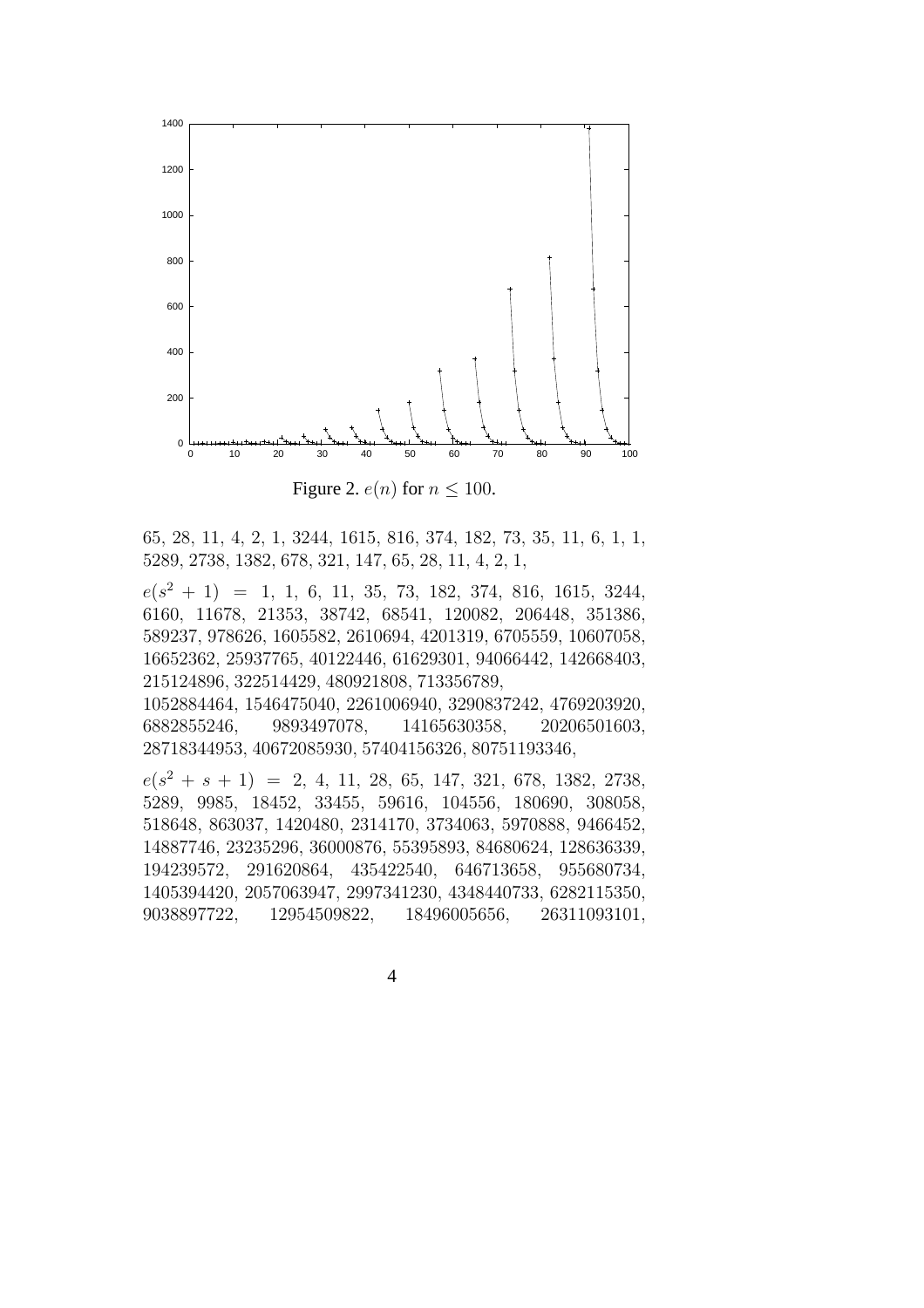Figure 2. $e(n)$ for $n \leq 100$.

65, 28, 11, 4, 2, 1, 3244, 1615, 816, 374, 182, 73, 35, 11, 6, 1, 1, 5289, 2738, 1382, 678, 321, 147, 65, 28, 11, 4, 2, 1,

$e(s^2 + 1)$ = 1, 1, 6, 11, 35, 73, 182, 374, 816, 1615, 3244, 6160, 11678, 21353, 38742, 68541, 120082, 206448, 351386, 589237, 978626, 1605582, 2610694, 4201319, 6705559, 10607058, 16652362, 25937765, 40122446, 61629301, 94066442, 142668403, 215124896, 322514429, 480921808, 713356789, 1052884464, 1546475040, 2261006940, 3290837242, 4769203920, 6882855246, 9893497078, 14165630358, 20206501603, 28718344953, 40672085930, 57404156326, 80751193346,

$e(s^2 + s + 1)$ = 2, 4, 11, 28, 65, 147, 321, 678, 1382, 2738, 5289, 9985, 18452, 33455, 59616, 104556, 180690, 308058, 518648, 863037, 1420480, 2314170, 3734063, 5970888, 9466452, 14887746, 23235296, 36000876, 55395893, 84680624, 128636339, 194239572, 291620864, 435422540, 646713658, 955680734, 1405394420, 2057063947, 2997341230, 4348440733, 6282115350, 9038897722, 12954509822, 18496005656, 26311093101,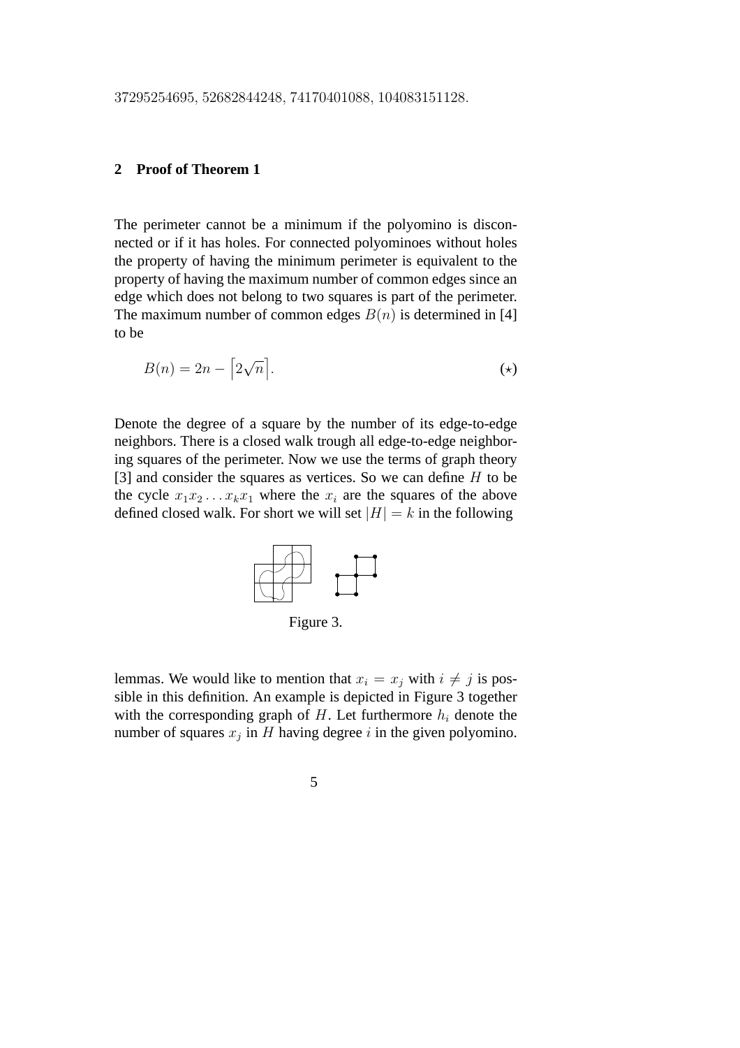37295254695, 52682844248, 74170401088, 104083151128.

## 2 Proof of Theorem 1

The perimeter cannot be a minimum if the polyomino is disconnected or if it has holes. For connected polyominoes without holes the property of having the minimum perimeter is equivalent to the property of having the maximum number of common edges since an edge which does not belong to two squares is part of the perimeter. The maximum number of common edges $B(n)$ is determined in [4] to be

$$B(n) = 2n - \left\lceil 2\sqrt{n} \right\rceil. \tag{$\star$}$$

Denote the degree of a square by the number of its edge-to-edge neighbors. There is a closed walk trough all edge-to-edge neighboring squares of the perimeter. Now we use the terms of graph theory [3] and consider the squares as vertices. So we can define $H$ to be the cycle $x_1x_2\ldots x_kx_1$ where the $x_i$ are the squares of the above defined closed walk. For short we will set $|H| = k$ in the following

Figure 3.

lemmas. We would like to mention that $x_i = x_j$ with $i \neq j$ is possible in this definition. An example is depicted in Figure 3 together with the corresponding graph of $H$. Let furthermore $h_i$ denote the number of squares $x_j$ in $H$ having degree $i$ in the given polyomino.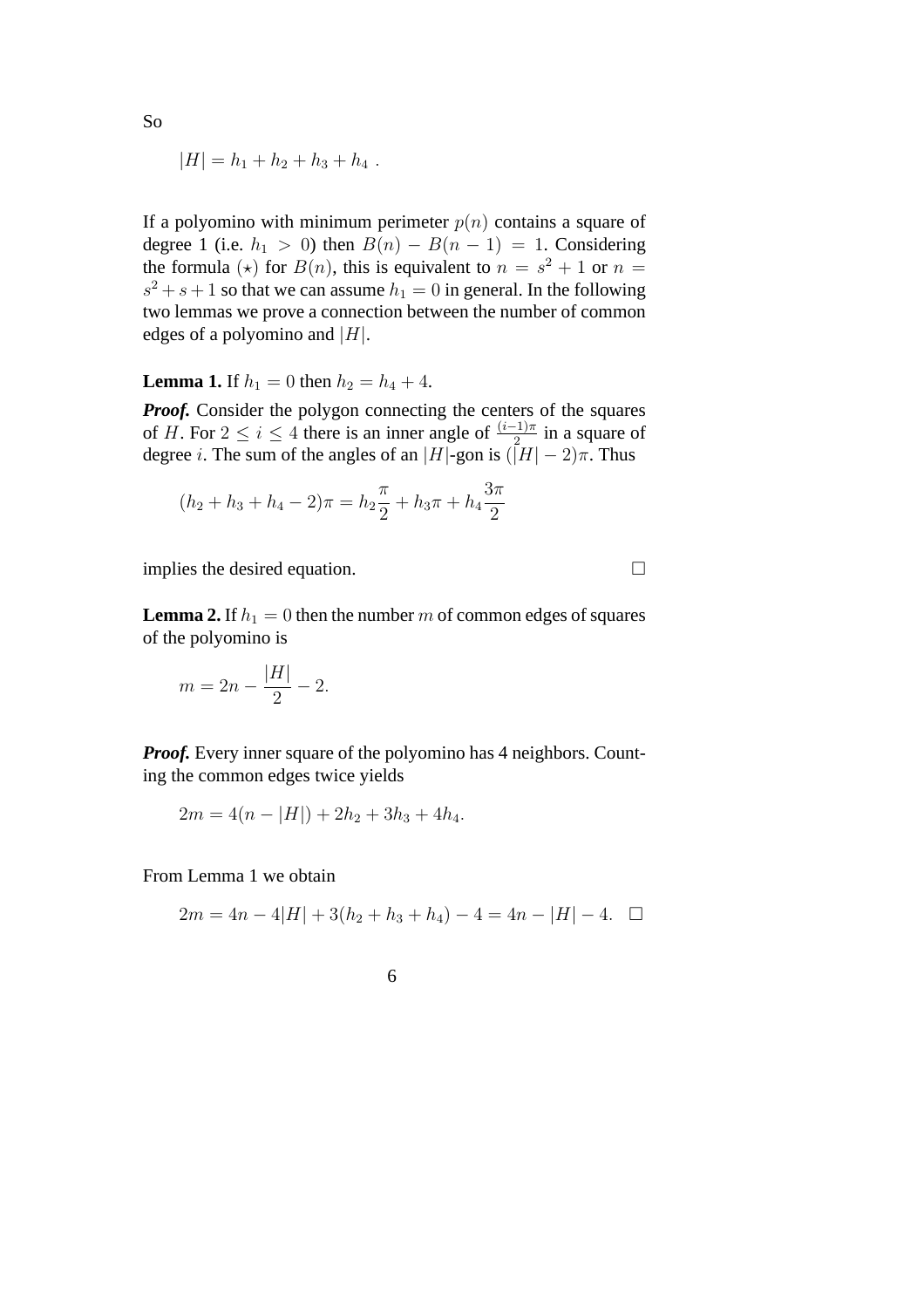So

$$|H| = h_1 + h_2 + h_3 + h_4 \ .$$

If a polyomino with minimum perimeter $p(n)$ contains a square of degree 1 (i.e. $h_1 > 0$) then $B(n) - B(n-1) = 1$. Considering the formula $(\star)$ for $B(n)$, this is equivalent to $n = s^2 + 1$ or $n = s^2 + s + 1$ so that we can assume $h_1 = 0$ in general. In the following two lemmas we prove a connection between the number of common edges of a polyomino and $|H|$.

**Lemma 1.** If $h_1 = 0$ then $h_2 = h_4 + 4$.

***Proof.*** Consider the polygon connecting the centers of the squares of $H$. For $2 \leq i \leq 4$ there is an inner angle of $\frac{(i-1)\pi}{2}$ in a square of degree $i$. The sum of the angles of an $|H|$-gon is $(|H| - 2)\pi$. Thus

$$(h_2 + h_3 + h_4 - 2)\pi = h_2 \frac{\pi}{2} + h_3 \pi + h_4 \frac{3\pi}{2}$$

implies the desired equation. □

**Lemma 2.** If $h_1 = 0$ then the number $m$ of common edges of squares of the polyomino is

$$m = 2n - \frac{|H|}{2} - 2.$$

***Proof.*** Every inner square of the polyomino has 4 neighbors. Counting the common edges twice yields

$$2m = 4(n - |H|) + 2h_2 + 3h_3 + 4h_4.$$

From Lemma 1 we obtain

$$2m = 4n - 4|H| + 3(h_2 + h_3 + h_4) - 4 = 4n - |H| - 4. \quad \square$$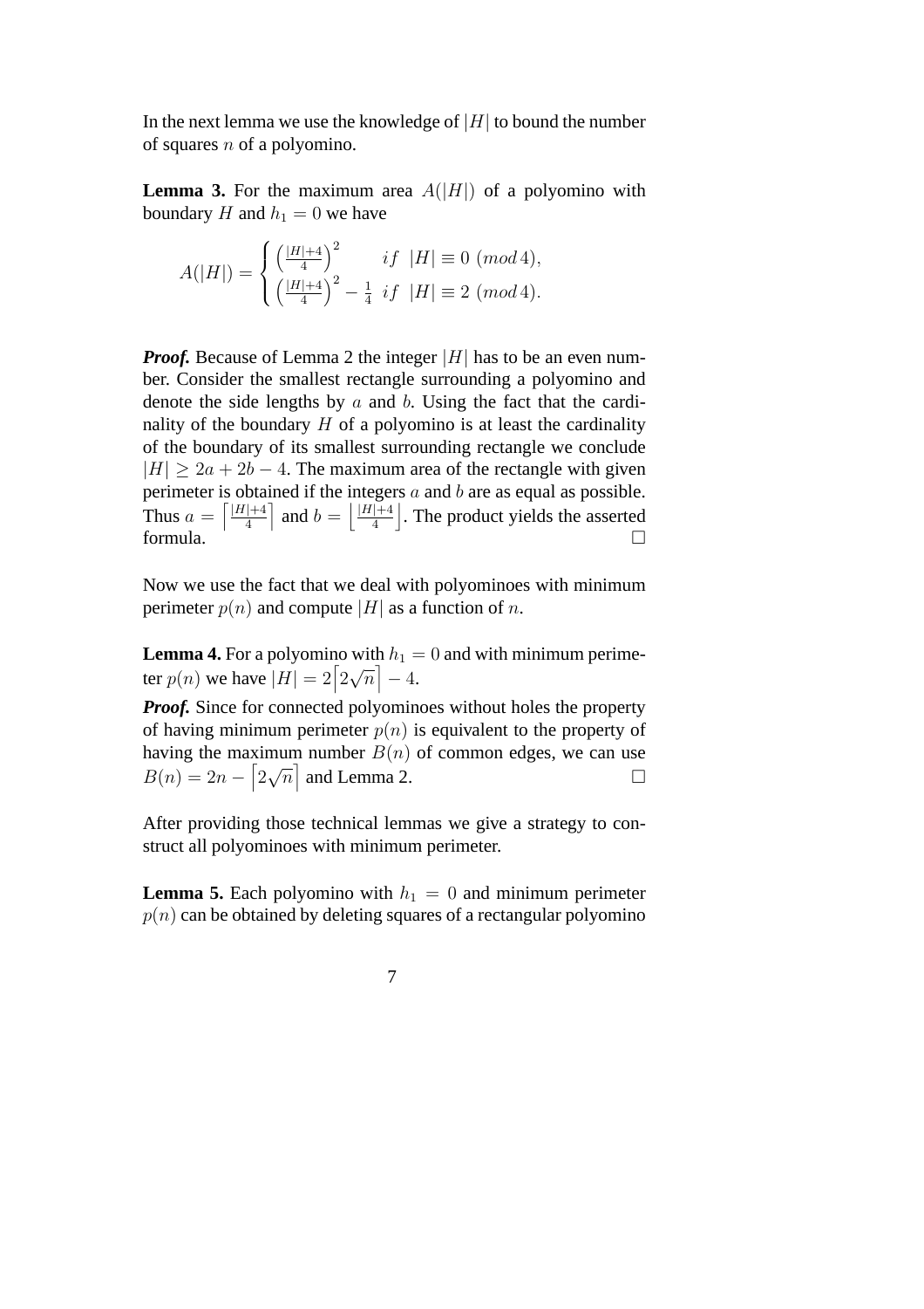In the next lemma we use the knowledge of $|H|$ to bound the number of squares $n$ of a polyomino.

**Lemma 3.** For the maximum area $A(|H|)$ of a polyomino with boundary $H$ and $h_1 = 0$ we have

$$A(|H|) = \begin{cases} \left(\frac{|H|+4}{4}\right)^2 & if \;\; |H| \equiv 0 \;(mod\, 4), \\ \left(\frac{|H|+4}{4}\right)^2 - \frac{1}{4} & if \;\; |H| \equiv 2 \;(mod\, 4). \end{cases}$$

***Proof.*** Because of Lemma 2 the integer $|H|$ has to be an even number. Consider the smallest rectangle surrounding a polyomino and denote the side lengths by $a$ and $b$. Using the fact that the cardinality of the boundary $H$ of a polyomino is at least the cardinality of the boundary of its smallest surrounding rectangle we conclude $|H| \geq 2a + 2b - 4$. The maximum area of the rectangle with given perimeter is obtained if the integers $a$ and $b$ are as equal as possible. Thus $a = \left\lceil \frac{|H|+4}{4} \right\rceil$ and $b = \left\lfloor \frac{|H|+4}{4} \right\rfloor$. The product yields the asserted formula. $\square$

Now we use the fact that we deal with polyominoes with minimum perimeter $p(n)$ and compute $|H|$ as a function of $n$.

**Lemma 4.** For a polyomino with $h_1 = 0$ and with minimum perimeter $p(n)$ we have $|H| = 2\left\lceil 2\sqrt{n}\right\rceil - 4$.

***Proof.*** Since for connected polyominoes without holes the property of having minimum perimeter $p(n)$ is equivalent to the property of having the maximum number $B(n)$ of common edges, we can use $B(n) = 2n - \left\lceil 2\sqrt{n}\right\rceil$ and Lemma 2. $\square$

After providing those technical lemmas we give a strategy to construct all polyominoes with minimum perimeter.

**Lemma 5.** Each polyomino with $h_1 = 0$ and minimum perimeter $p(n)$ can be obtained by deleting squares of a rectangular polyomino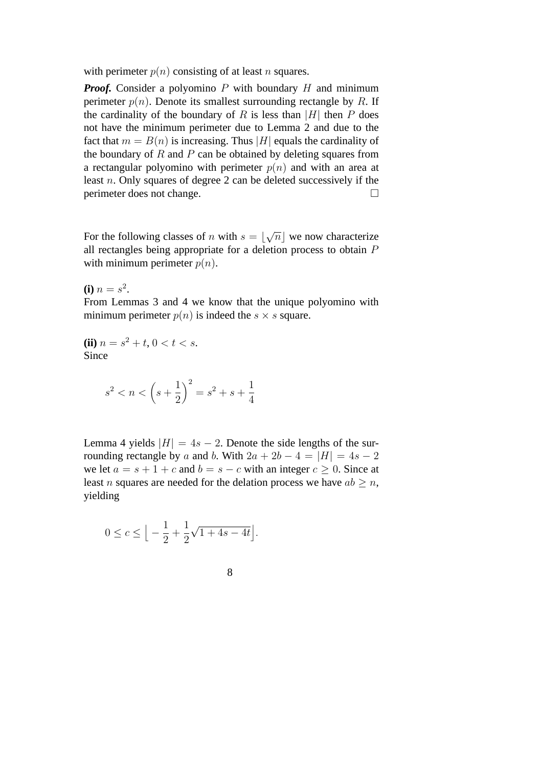with perimeter $p(n)$ consisting of at least $n$ squares.

***Proof.*** Consider a polyomino $P$ with boundary $H$ and minimum perimeter $p(n)$. Denote its smallest surrounding rectangle by $R$. If the cardinality of the boundary of $R$ is less than $|H|$ then $P$ does not have the minimum perimeter due to Lemma 2 and due to the fact that $m = B(n)$ is increasing. Thus $|H|$ equals the cardinality of the boundary of $R$ and $P$ can be obtained by deleting squares from a rectangular polyomino with perimeter $p(n)$ and with an area at least $n$. Only squares of degree 2 can be deleted successively if the perimeter does not change. □

For the following classes of $n$ with $s = \lfloor \sqrt{n} \rfloor$ we now characterize all rectangles being appropriate for a deletion process to obtain $P$ with minimum perimeter $p(n)$.

**(i)** $n = s^2$.
From Lemmas 3 and 4 we know that the unique polyomino with minimum perimeter $p(n)$ is indeed the $s \times s$ square.

**(ii)** $n = s^2 + t$, $0 < t < s$.
Since

$$s^2 < n < \left(s + \frac{1}{2}\right)^2 = s^2 + s + \frac{1}{4}$$

Lemma 4 yields $|H| = 4s - 2$. Denote the side lengths of the surrounding rectangle by $a$ and $b$. With $2a + 2b - 4 = |H| = 4s - 2$ we let $a = s + 1 + c$ and $b = s - c$ with an integer $c \geq 0$. Since at least $n$ squares are needed for the delation process we have $ab \geq n$, yielding

$$0 \leq c \leq \left\lfloor -\frac{1}{2} + \frac{1}{2}\sqrt{1 + 4s - 4t} \right\rfloor.$$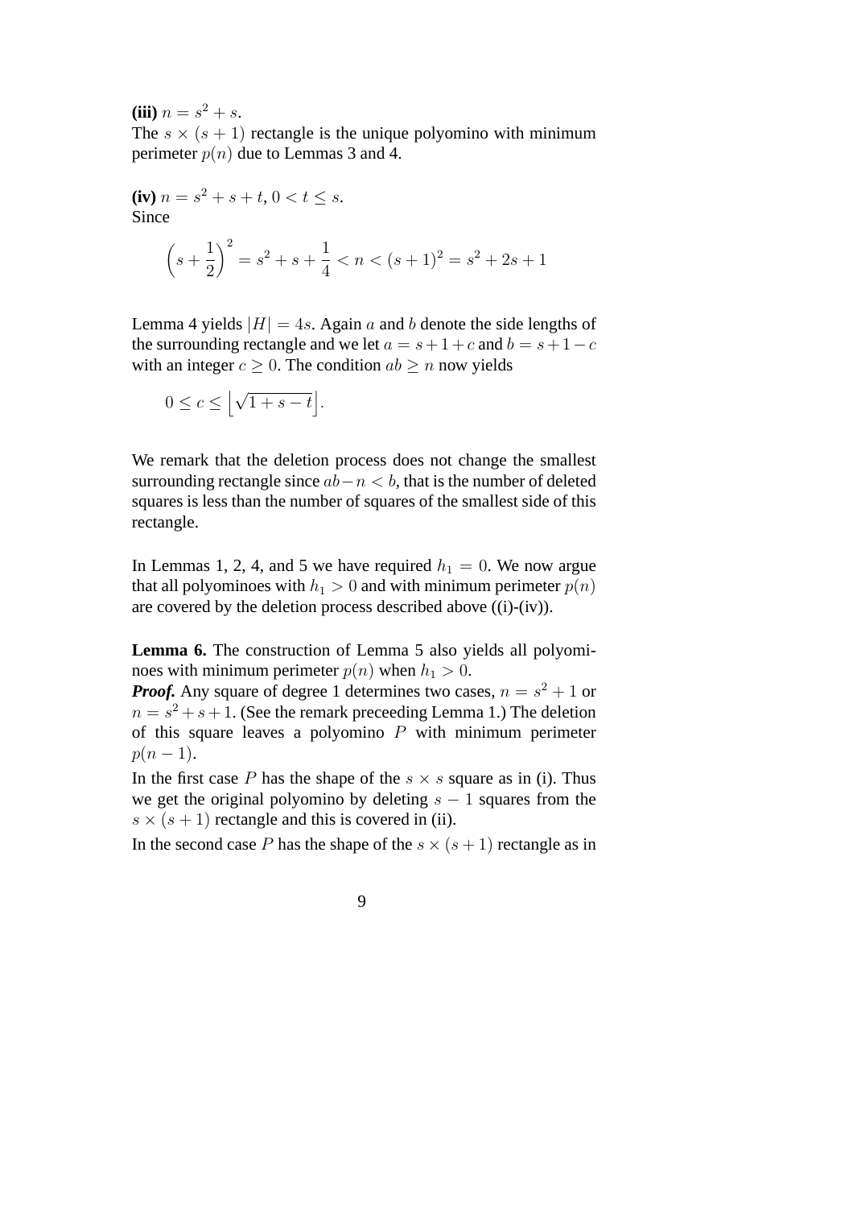**(iii)** $n = s^2 + s$.
The $s \times (s+1)$ rectangle is the unique polyomino with minimum perimeter $p(n)$ due to Lemmas 3 and 4.

**(iv)** $n = s^2 + s + t$, $0 < t \leq s$.
Since

$$\left(s + \frac{1}{2}\right)^2 = s^2 + s + \frac{1}{4} < n < (s+1)^2 = s^2 + 2s + 1$$

Lemma 4 yields $|H| = 4s$. Again $a$ and $b$ denote the side lengths of the surrounding rectangle and we let $a = s + 1 + c$ and $b = s + 1 - c$ with an integer $c \geq 0$. The condition $ab \geq n$ now yields

$$0 \leq c \leq \left\lfloor \sqrt{1 + s - t} \right\rfloor.$$

We remark that the deletion process does not change the smallest surrounding rectangle since $ab - n < b$, that is the number of deleted squares is less than the number of squares of the smallest side of this rectangle.

In Lemmas 1, 2, 4, and 5 we have required $h_1 = 0$. We now argue that all polyominoes with $h_1 > 0$ and with minimum perimeter $p(n)$ are covered by the deletion process described above ((i)-(iv)).

**Lemma 6.** The construction of Lemma 5 also yields all polyominoes with minimum perimeter $p(n)$ when $h_1 > 0$.
***Proof.*** Any square of degree 1 determines two cases, $n = s^2 + 1$ or $n = s^2 + s + 1$. (See the remark preceeding Lemma 1.) The deletion of this square leaves a polyomino $P$ with minimum perimeter $p(n-1)$.

In the first case $P$ has the shape of the $s \times s$ square as in (i). Thus we get the original polyomino by deleting $s - 1$ squares from the $s \times (s+1)$ rectangle and this is covered in (ii).

In the second case $P$ has the shape of the $s \times (s+1)$ rectangle as in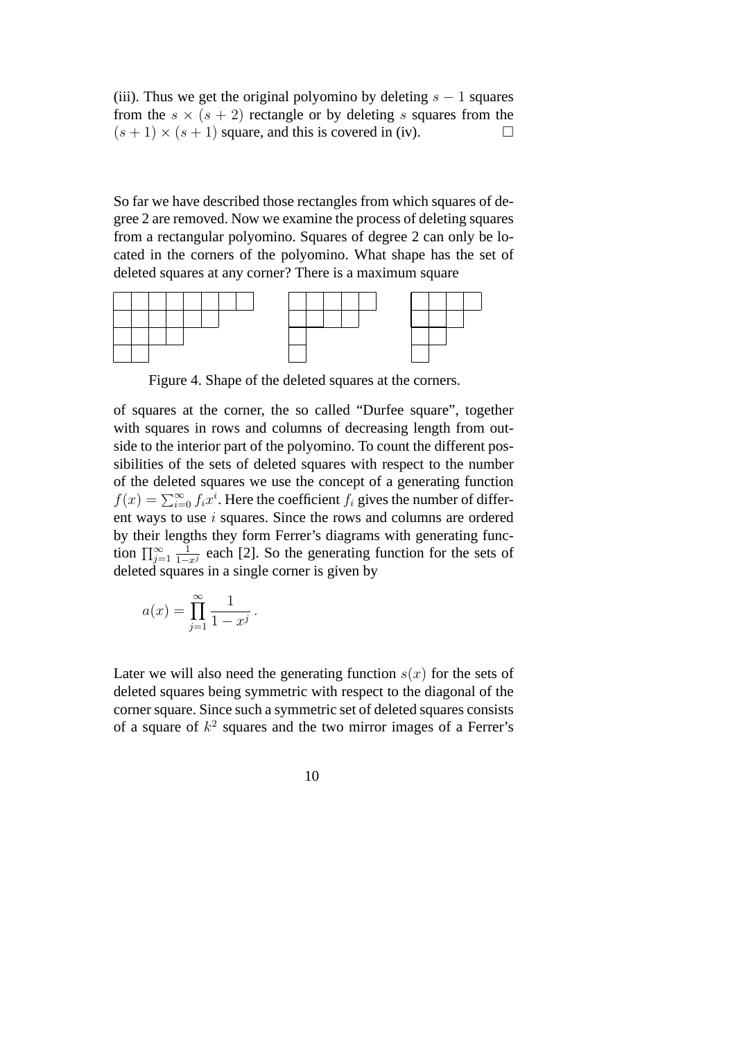(iii). Thus we get the original polyomino by deleting $s-1$ squares from the $s \times (s+2)$ rectangle or by deleting $s$ squares from the $(s+1) \times (s+1)$ square, and this is covered in (iv). □

So far we have described those rectangles from which squares of degree 2 are removed. Now we examine the process of deleting squares from a rectangular polyomino. Squares of degree 2 can only be located in the corners of the polyomino. What shape has the set of deleted squares at any corner? There is a maximum square

Figure 4. Shape of the deleted squares at the corners.

of squares at the corner, the so called "Durfee square", together with squares in rows and columns of decreasing length from outside to the interior part of the polyomino. To count the different possibilities of the sets of deleted squares with respect to the number of the deleted squares we use the concept of a generating function $f(x) = \sum_{i=0}^{\infty} f_i x^i$. Here the coefficient $f_i$ gives the number of different ways to use $i$ squares. Since the rows and columns are ordered by their lengths they form Ferrer's diagrams with generating function $\prod_{j=1}^{\infty} \frac{1}{1-x^j}$ each [2]. So the generating function for the sets of deleted squares in a single corner is given by

$$a(x) = \prod_{j=1}^{\infty} \frac{1}{1-x^j} \,.$$

Later we will also need the generating function $s(x)$ for the sets of deleted squares being symmetric with respect to the diagonal of the corner square. Since such a symmetric set of deleted squares consists of a square of $k^2$ squares and the two mirror images of a Ferrer's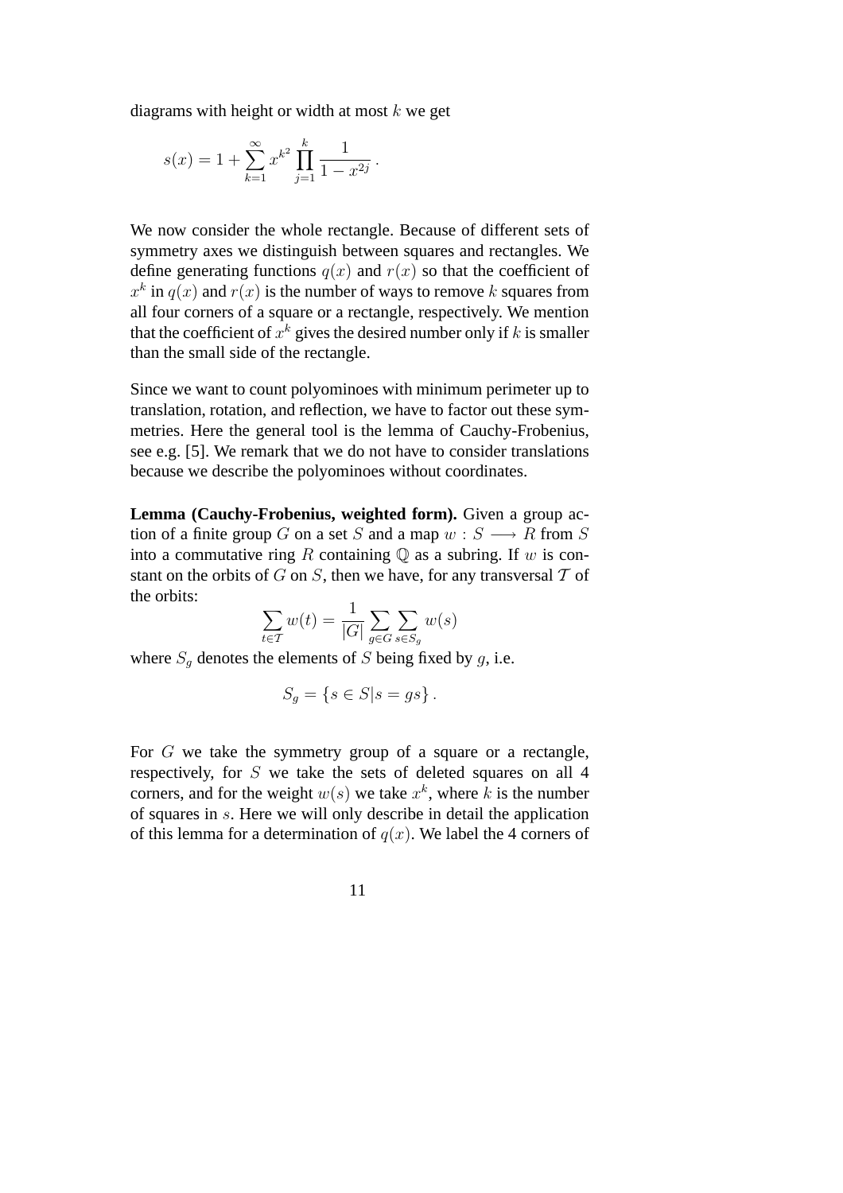diagrams with height or width at most $k$ we get

$$s(x) = 1 + \sum_{k=1}^{\infty} x^{k^2} \prod_{j=1}^{k} \frac{1}{1 - x^{2j}} .$$

We now consider the whole rectangle. Because of different sets of symmetry axes we distinguish between squares and rectangles. We define generating functions $q(x)$ and $r(x)$ so that the coefficient of $x^k$ in $q(x)$ and $r(x)$ is the number of ways to remove $k$ squares from all four corners of a square or a rectangle, respectively. We mention that the coefficient of $x^k$ gives the desired number only if $k$ is smaller than the small side of the rectangle.

Since we want to count polyominoes with minimum perimeter up to translation, rotation, and reflection, we have to factor out these symmetries. Here the general tool is the lemma of Cauchy-Frobenius, see e.g. [5]. We remark that we do not have to consider translations because we describe the polyominoes without coordinates.

**Lemma (Cauchy-Frobenius, weighted form).** Given a group action of a finite group $G$ on a set $S$ and a map $w : S \longrightarrow R$ from $S$ into a commutative ring $R$ containing $\mathbb{Q}$ as a subring. If $w$ is constant on the orbits of $G$ on $S$, then we have, for any transversal $\mathcal{T}$ of the orbits:

$$\sum_{t \in \mathcal{T}} w(t) = \frac{1}{|G|} \sum_{g \in G} \sum_{s \in S_g} w(s)$$

where $S_g$ denotes the elements of $S$ being fixed by $g$, i.e.

$$S_g = \{ s \in S | s = gs \} .$$

For $G$ we take the symmetry group of a square or a rectangle, respectively, for $S$ we take the sets of deleted squares on all 4 corners, and for the weight $w(s)$ we take $x^k$, where $k$ is the number of squares in $s$. Here we will only describe in detail the application of this lemma for a determination of $q(x)$. We label the 4 corners of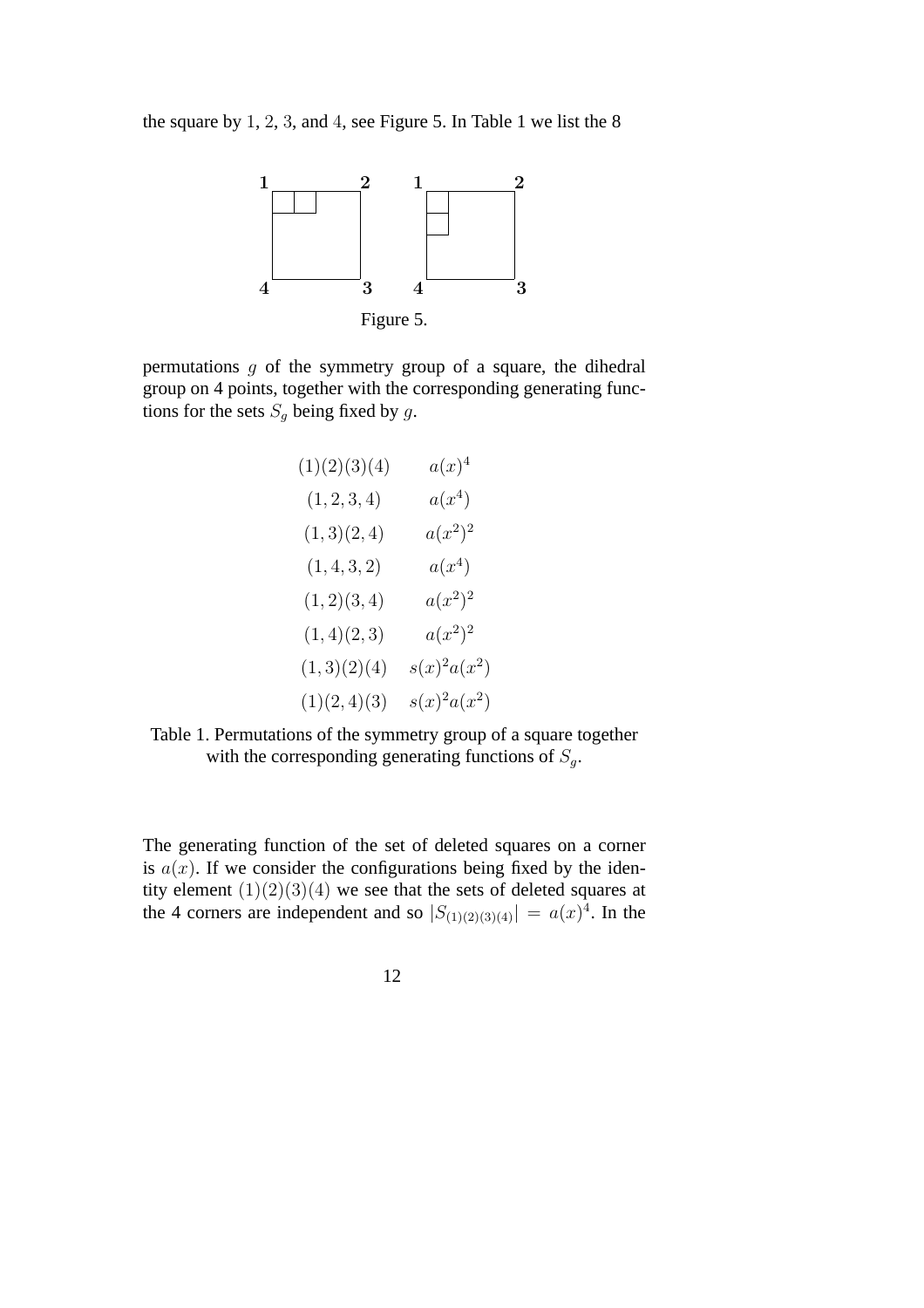the square by 1, 2, 3, and 4, see Figure 5. In Table 1 we list the 8

Figure 5.

permutations $g$ of the symmetry group of a square, the dihedral group on 4 points, together with the corresponding generating functions for the sets $S_g$ being fixed by $g$.

| | |
|---|---|
| $(1)(2)(3)(4)$ | $a(x)^4$ |
| $(1,2,3,4)$ | $a(x^4)$ |
| $(1,3)(2,4)$ | $a(x^2)^2$ |
| $(1,4,3,2)$ | $a(x^4)$ |
| $(1,2)(3,4)$ | $a(x^2)^2$ |
| $(1,4)(2,3)$ | $a(x^2)^2$ |
| $(1,3)(2)(4)$ | $s(x)^2a(x^2)$ |
| $(1)(2,4)(3)$ | $s(x)^2a(x^2)$ |

Table 1. Permutations of the symmetry group of a square together with the corresponding generating functions of $S_g$.

The generating function of the set of deleted squares on a corner is $a(x)$. If we consider the configurations being fixed by the identity element $(1)(2)(3)(4)$ we see that the sets of deleted squares at the 4 corners are independent and so $|S_{(1)(2)(3)(4)}| = a(x)^4$. In the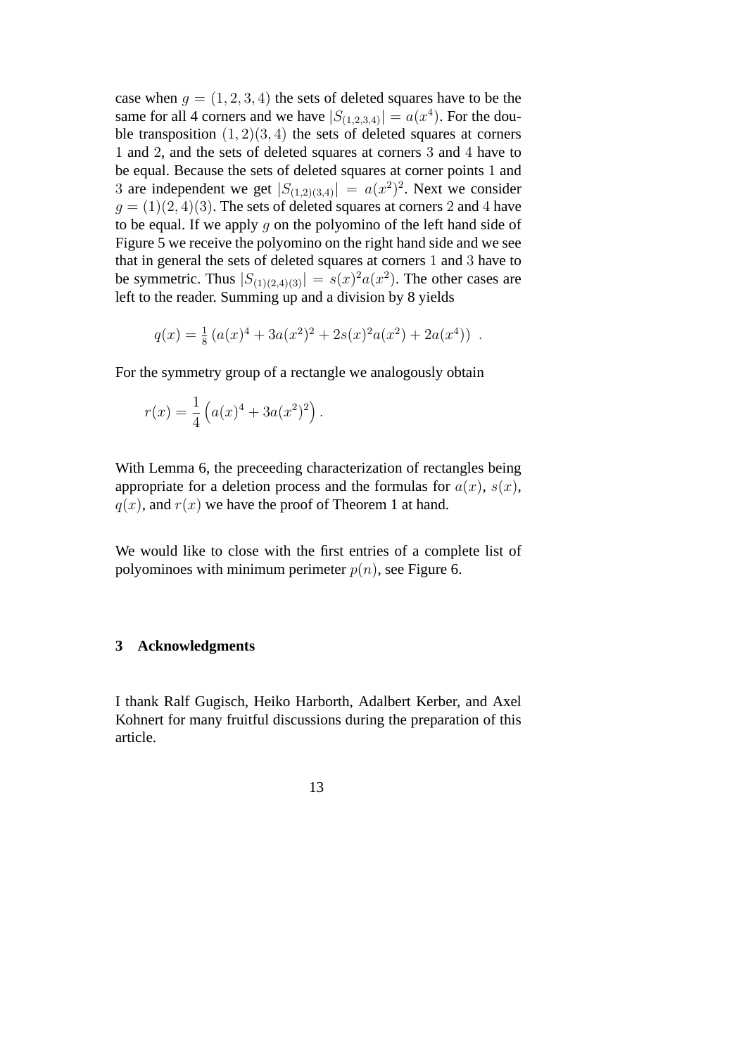case when $g = (1, 2, 3, 4)$ the sets of deleted squares have to be the same for all 4 corners and we have $|S_{(1,2,3,4)}| = a(x^4)$. For the double transposition $(1, 2)(3, 4)$ the sets of deleted squares at corners 1 and 2, and the sets of deleted squares at corners 3 and 4 have to be equal. Because the sets of deleted squares at corner points 1 and 3 are independent we get $|S_{(1,2)(3,4)}| = a(x^2)^2$. Next we consider $g = (1)(2, 4)(3)$. The sets of deleted squares at corners 2 and 4 have to be equal. If we apply $g$ on the polyomino of the left hand side of Figure 5 we receive the polyomino on the right hand side and we see that in general the sets of deleted squares at corners 1 and 3 have to be symmetric. Thus $|S_{(1)(2,4)(3)}| = s(x)^2 a(x^2)$. The other cases are left to the reader. Summing up and a division by 8 yields

$$q(x) = \tfrac{1}{8}\left(a(x)^4 + 3a(x^2)^2 + 2s(x)^2 a(x^2) + 2a(x^4)\right) \ .$$

For the symmetry group of a rectangle we analogously obtain

$$r(x) = \frac{1}{4}\left(a(x)^4 + 3a(x^2)^2\right).$$

With Lemma 6, the preceeding characterization of rectangles being appropriate for a deletion process and the formulas for $a(x)$, $s(x)$, $q(x)$, and $r(x)$ we have the proof of Theorem 1 at hand.

We would like to close with the first entries of a complete list of polyominoes with minimum perimeter $p(n)$, see Figure 6.

## 3 Acknowledgments

I thank Ralf Gugisch, Heiko Harborth, Adalbert Kerber, and Axel Kohnert for many fruitful discussions during the preparation of this article.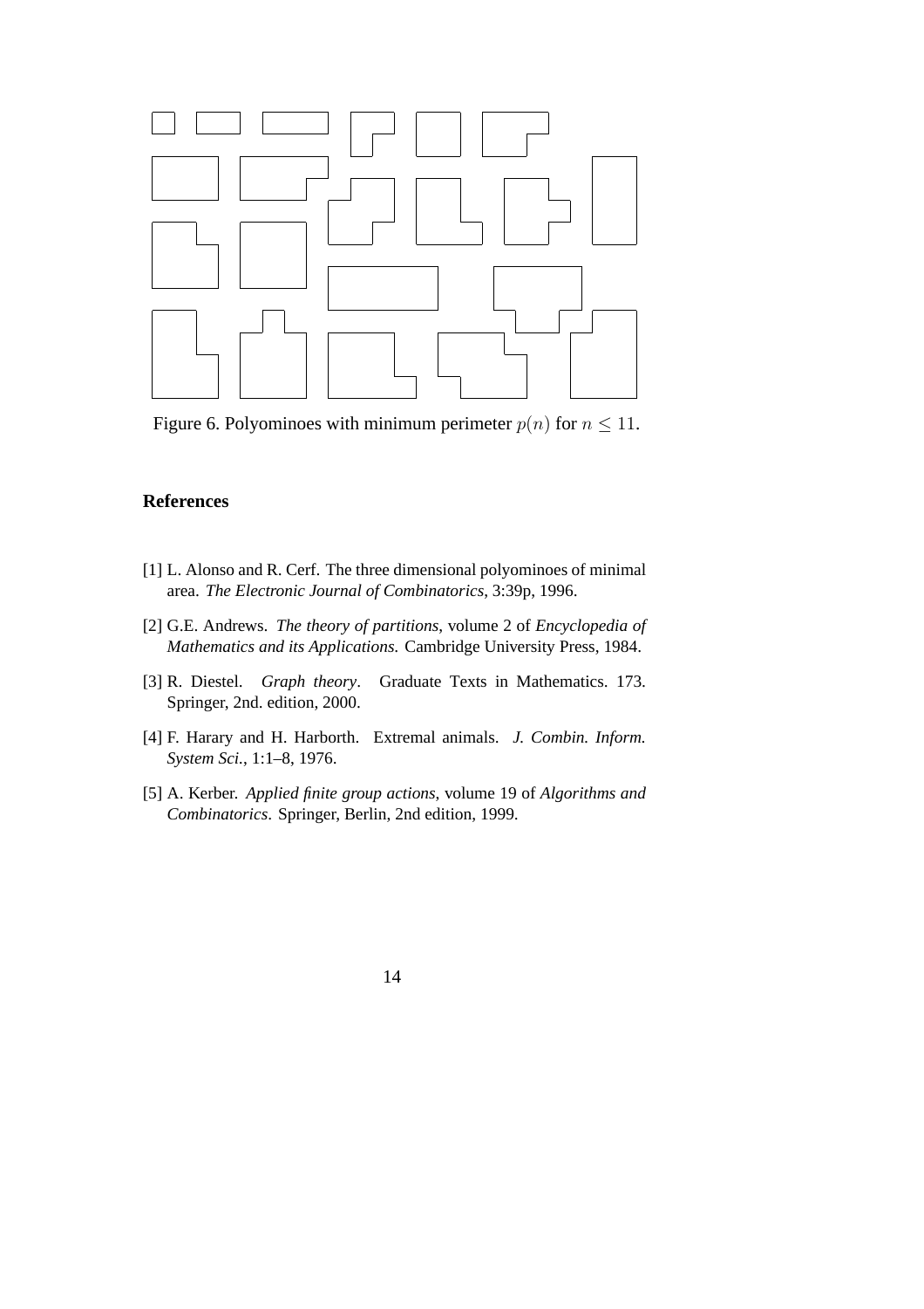Figure 6. Polyominoes with minimum perimeter $p(n)$ for $n \leq 11$.

## References

[1] L. Alonso and R. Cerf. The three dimensional polyominoes of minimal area. *The Electronic Journal of Combinatorics*, 3:39p, 1996.

[2] G.E. Andrews. *The theory of partitions*, volume 2 of *Encyclopedia of Mathematics and its Applications.* Cambridge University Press, 1984.

[3] R. Diestel. *Graph theory*. Graduate Texts in Mathematics. 173. Springer, 2nd. edition, 2000.

[4] F. Harary and H. Harborth. Extremal animals. *J. Combin. Inform. System Sci.*, 1:1–8, 1976.

[5] A. Kerber. *Applied finite group actions*, volume 19 of *Algorithms and Combinatorics*. Springer, Berlin, 2nd edition, 1999.